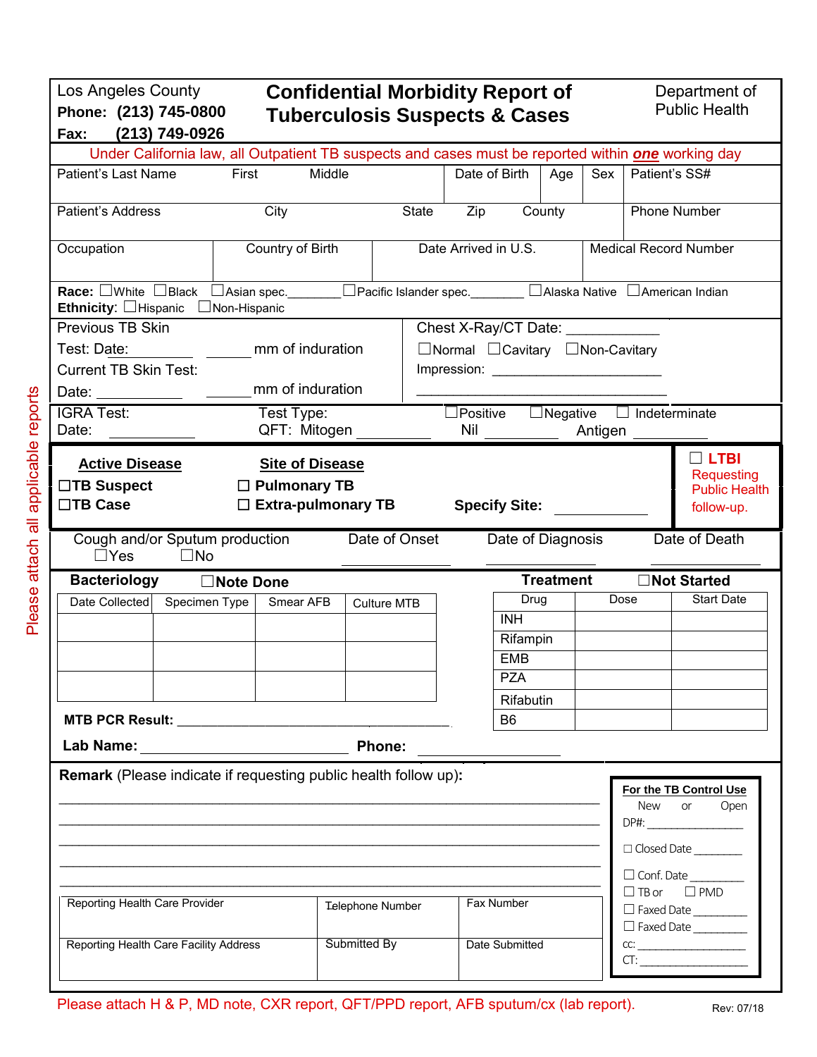Los Angeles County
**Phone: (213) 745-0800**
**Fax: (213) 749-0926**

# Confidential Morbidity Report of Tuberculosis Suspects & Cases

Department of Public Health

Under California law, all Outpatient TB suspects and cases must be reported within ***one*** working day

| Patient's Last Name | First | Middle | Date of Birth | Age | Sex | Patient's SS# |
|---|---|---|---|---|---|---|
| | | | | | | |

| Patient's Address | City | State | Zip | County | Phone Number |
|---|---|---|---|---|---|
| | | | | | |

| Occupation | Country of Birth | Date Arrived in U.S. | Medical Record Number |
|---|---|---|---|
| | | | |

**Race:** ☐White ☐Black ☐Asian spec.______ ☐Pacific Islander spec.________ ☐Alaska Native ☐American Indian
**Ethnicity:** ☐Hispanic ☐Non-Hispanic

Previous TB Skin Test: Date:_________ ______ mm of induration
Current TB Skin Test: Date: ____________ ______ mm of induration

Chest X-Ray/CT Date: ___________
☐Normal ☐Cavitary ☐Non-Cavitary
Impression: ________________________
____________________________________

IGRA Test: Date: ___________ Test Type: QFT: Mitogen _________ ☐Positive ☐Negative ☐ Indeterminate Nil _________ Antigen _________

| **Active Disease** | **Site of Disease** | | |
|---|---|---|---|
| ☐**TB Suspect** | ☐ **Pulmonary TB** | | ☐ **LTBI** Requesting Public Health follow-up. |
| ☐**TB Case** | ☐ **Extra-pulmonary TB** | **Specify Site:** ___________ | |

| Cough and/or Sputum production | Date of Onset | Date of Diagnosis | Date of Death |
|---|---|---|---|
| ☐Yes ☐No | ___________ | ___________ | ___________ |

**Bacteriology** ☐**Note Done**

| Date Collected | Specimen Type | Smear AFB | Culture MTB |
|---|---|---|---|
| | | | |
| | | | |
| | | | |

**MTB PCR Result:** ________________________________________

**Treatment** ☐**Not Started**

| Drug | Dose | Start Date |
|---|---|---|
| INH | | |
| Rifampin | | |
| EMB | | |
| PZA | | |
| Rifabutin | | |
| B6 | | |

**Lab Name:** ____________________________ **Phone:** _______________

**Remark** (Please indicate if requesting public health follow up)**:**
_____________________________________________________________
_____________________________________________________________
_____________________________________________________________
_____________________________________________________________
_____________________________________________________________

| Reporting Health Care Provider | Telephone Number | Fax Number |
|---|---|---|
| | | |
| **Reporting Health Care Facility Address** | **Submitted By** | **Date Submitted** |
| | | |

**For the TB Control Use**
New or Open
DP#: _______________
☐ Closed Date _______
☐ Conf. Date _________
☐ TB or ☐ PMD
☐ Faxed Date ________
☐ Faxed Date ________
cc: ________________
CT: ________________

Please attach all applicable reports

Please attach H & P, MD note, CXR report, QFT/PPD report, AFB sputum/cx (lab report).

Rev: 07/18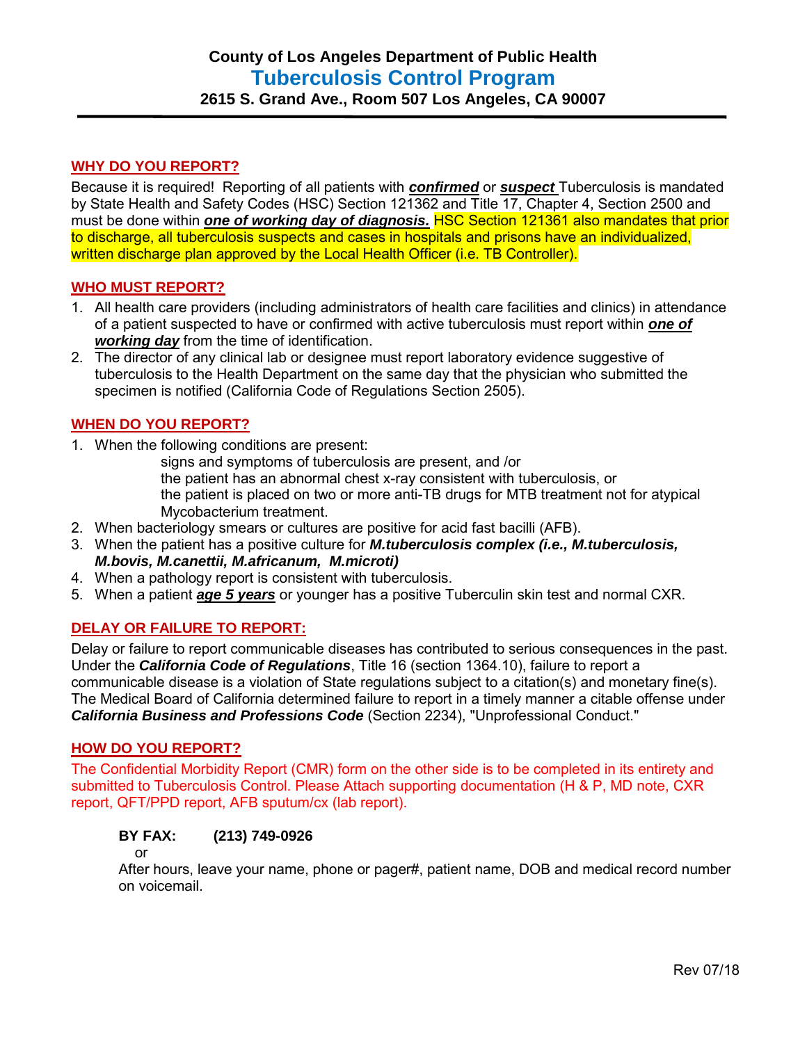**County of Los Angeles Department of Public Health**

# Tuberculosis Control Program

**2615 S. Grand Ave., Room 507 Los Angeles, CA 90007**

---

## WHY DO YOU REPORT?

Because it is required! Reporting of all patients with ***confirmed*** or ***suspect*** Tuberculosis is mandated by State Health and Safety Codes (HSC) Section 121362 and Title 17, Chapter 4, Section 2500 and must be done within ***one of working day of diagnosis.*** HSC Section 121361 also mandates that prior to discharge, all tuberculosis suspects and cases in hospitals and prisons have an individualized, written discharge plan approved by the Local Health Officer (i.e. TB Controller).

## WHO MUST REPORT?

1. All health care providers (including administrators of health care facilities and clinics) in attendance of a patient suspected to have or confirmed with active tuberculosis must report within ***one of working day*** from the time of identification.
2. The director of any clinical lab or designee must report laboratory evidence suggestive of tuberculosis to the Health Department on the same day that the physician who submitted the specimen is notified (California Code of Regulations Section 2505).

## WHEN DO YOU REPORT?

1. When the following conditions are present:
   - signs and symptoms of tuberculosis are present, and /or
   - the patient has an abnormal chest x-ray consistent with tuberculosis, or
   - the patient is placed on two or more anti-TB drugs for MTB treatment not for atypical Mycobacterium treatment.
2. When bacteriology smears or cultures are positive for acid fast bacilli (AFB).
3. When the patient has a positive culture for ***M.tuberculosis complex (i.e., M.tuberculosis, M.bovis, M.canettii, M.africanum, M.microti)***
4. When a pathology report is consistent with tuberculosis.
5. When a patient ***age 5 years*** or younger has a positive Tuberculin skin test and normal CXR.

## DELAY OR FAILURE TO REPORT:

Delay or failure to report communicable diseases has contributed to serious consequences in the past. Under the ***California Code of Regulations***, Title 16 (section 1364.10), failure to report a communicable disease is a violation of State regulations subject to a citation(s) and monetary fine(s). The Medical Board of California determined failure to report in a timely manner a citable offense under ***California Business and Professions Code*** (Section 2234), "Unprofessional Conduct."

## HOW DO YOU REPORT?

The Confidential Morbidity Report (CMR) form on the other side is to be completed in its entirety and submitted to Tuberculosis Control. Please Attach supporting documentation (H & P, MD note, CXR report, QFT/PPD report, AFB sputum/cx (lab report).

**BY FAX: (213) 749-0926**

or

After hours, leave your name, phone or pager#, patient name, DOB and medical record number on voicemail.

Rev 07/18